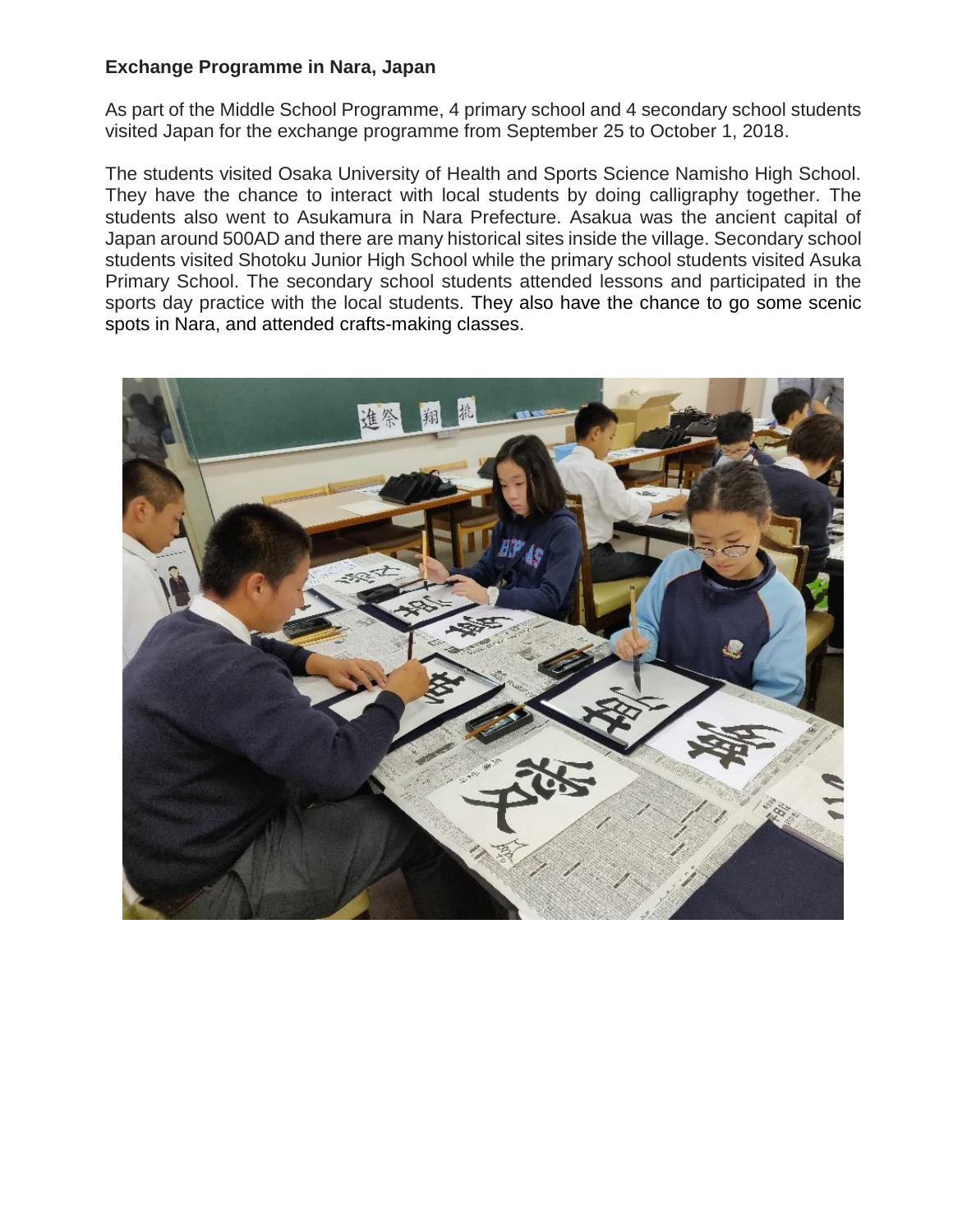**Exchange Programme in Nara, Japan**

As part of the Middle School Programme, 4 primary school and 4 secondary school students visited Japan for the exchange programme from September 25 to October 1, 2018.

The students visited Osaka University of Health and Sports Science Namisho High School. They have the chance to interact with local students by doing calligraphy together. The students also went to Asukamura in Nara Prefecture. Asakua was the ancient capital of Japan around 500AD and there are many historical sites inside the village. Secondary school students visited Shotoku Junior High School while the primary school students visited Asuka Primary School. The secondary school students attended lessons and participated in the sports day practice with the local students. They also have the chance to go some scenic spots in Nara, and attended crafts-making classes.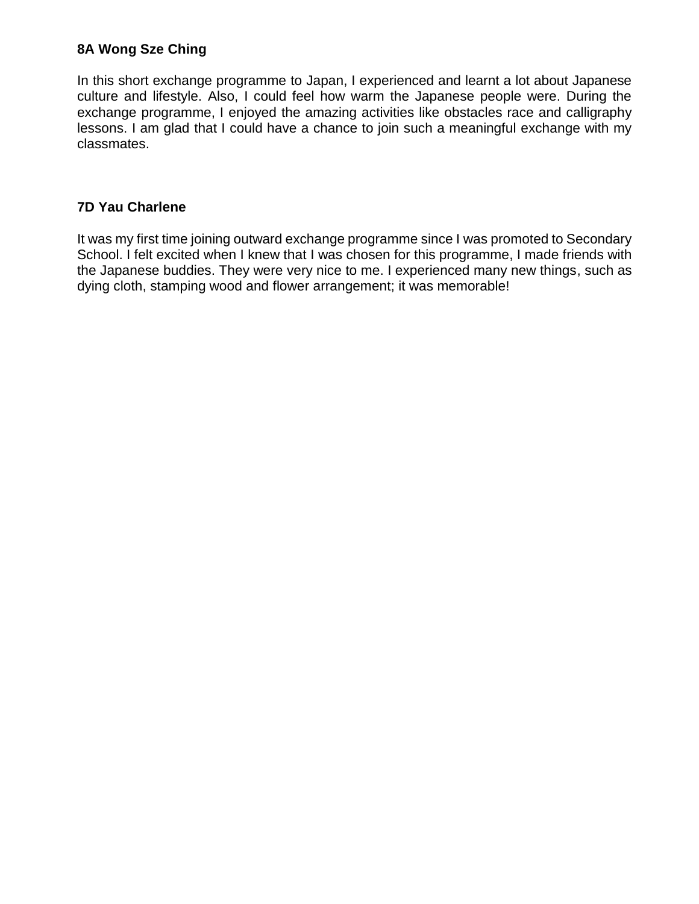**8A Wong Sze Ching**

In this short exchange programme to Japan, I experienced and learnt a lot about Japanese culture and lifestyle. Also, I could feel how warm the Japanese people were. During the exchange programme, I enjoyed the amazing activities like obstacles race and calligraphy lessons. I am glad that I could have a chance to join such a meaningful exchange with my classmates.

**7D Yau Charlene**

It was my first time joining outward exchange programme since I was promoted to Secondary School. I felt excited when I knew that I was chosen for this programme, I made friends with the Japanese buddies. They were very nice to me. I experienced many new things, such as dying cloth, stamping wood and flower arrangement; it was memorable!